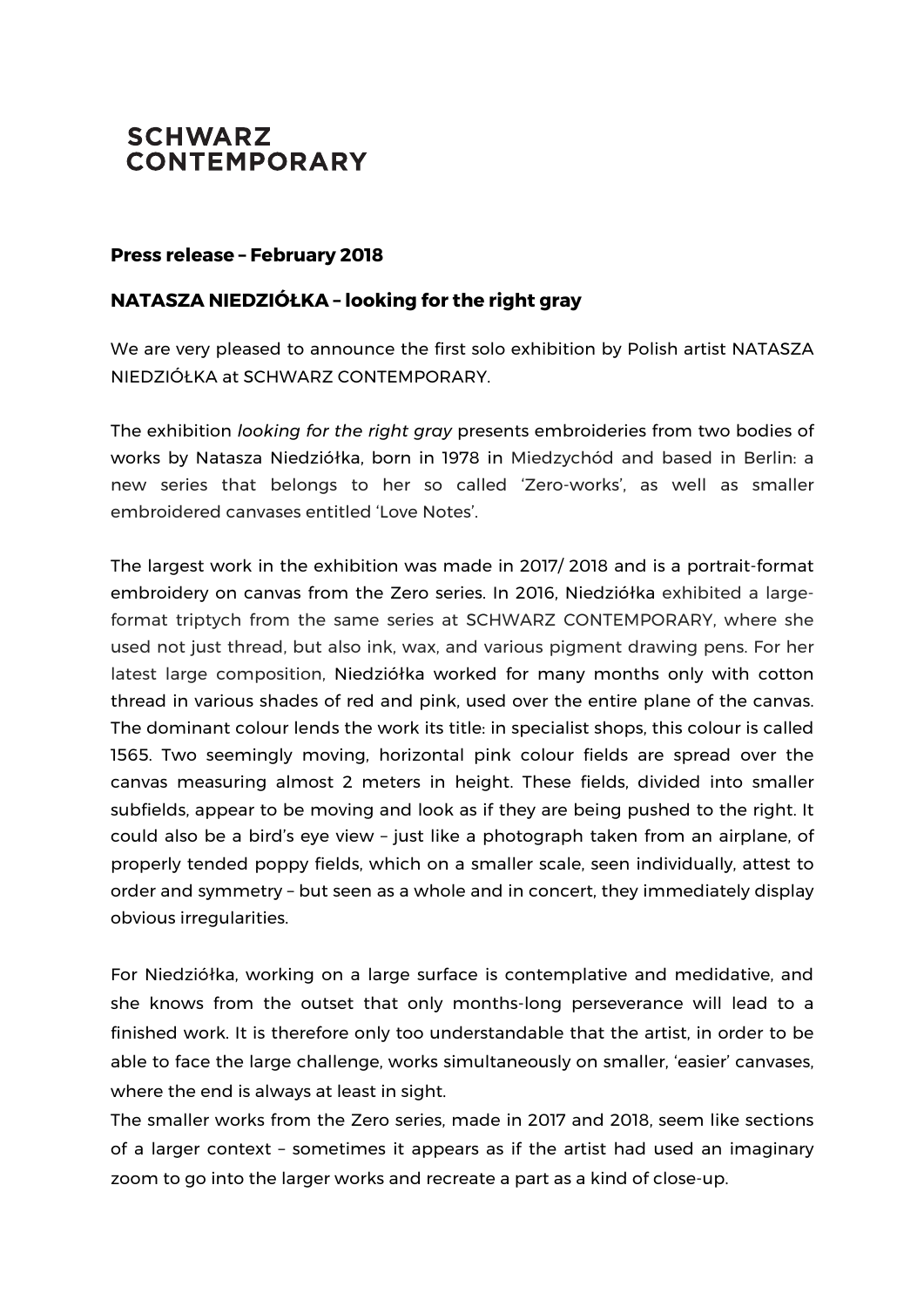# SCHWARZ CONTEMPORARY

**Press release – February 2018**

## NATASZA NIEDZIÓŁKA – looking for the right gray

We are very pleased to announce the first solo exhibition by Polish artist NATASZA NIEDZIÓŁKA at SCHWARZ CONTEMPORARY.

The exhibition *looking for the right gray* presents embroideries from two bodies of works by Natasza Niedziółka, born in 1978 in Miedzychód and based in Berlin: a new series that belongs to her so called 'Zero-works', as well as smaller embroidered canvases entitled 'Love Notes'.

The largest work in the exhibition was made in 2017/ 2018 and is a portrait-format embroidery on canvas from the Zero series. In 2016, Niedziółka exhibited a large-format triptych from the same series at SCHWARZ CONTEMPORARY, where she used not just thread, but also ink, wax, and various pigment drawing pens. For her latest large composition, Niedziółka worked for many months only with cotton thread in various shades of red and pink, used over the entire plane of the canvas. The dominant colour lends the work its title: in specialist shops, this colour is called 1565. Two seemingly moving, horizontal pink colour fields are spread over the canvas measuring almost 2 meters in height. These fields, divided into smaller subfields, appear to be moving and look as if they are being pushed to the right. It could also be a bird's eye view – just like a photograph taken from an airplane, of properly tended poppy fields, which on a smaller scale, seen individually, attest to order and symmetry – but seen as a whole and in concert, they immediately display obvious irregularities.

For Niedziółka, working on a large surface is contemplative and medidative, and she knows from the outset that only months-long perseverance will lead to a finished work. It is therefore only too understandable that the artist, in order to be able to face the large challenge, works simultaneously on smaller, 'easier' canvases, where the end is always at least in sight.
The smaller works from the Zero series, made in 2017 and 2018, seem like sections of a larger context – sometimes it appears as if the artist had used an imaginary zoom to go into the larger works and recreate a part as a kind of close-up.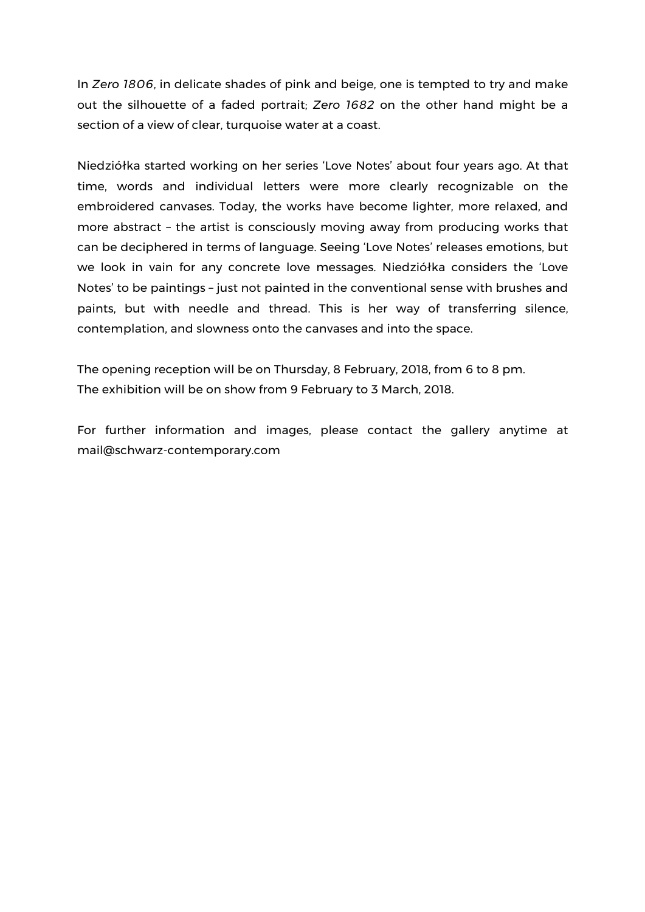In *Zero 1806*, in delicate shades of pink and beige, one is tempted to try and make out the silhouette of a faded portrait; *Zero 1682* on the other hand might be a section of a view of clear, turquoise water at a coast.

Niedziółka started working on her series 'Love Notes' about four years ago. At that time, words and individual letters were more clearly recognizable on the embroidered canvases. Today, the works have become lighter, more relaxed, and more abstract – the artist is consciously moving away from producing works that can be deciphered in terms of language. Seeing 'Love Notes' releases emotions, but we look in vain for any concrete love messages. Niedziółka considers the 'Love Notes' to be paintings – just not painted in the conventional sense with brushes and paints, but with needle and thread. This is her way of transferring silence, contemplation, and slowness onto the canvases and into the space.

The opening reception will be on Thursday, 8 February, 2018, from 6 to 8 pm.
The exhibition will be on show from 9 February to 3 March, 2018.

For further information and images, please contact the gallery anytime at mail@schwarz-contemporary.com